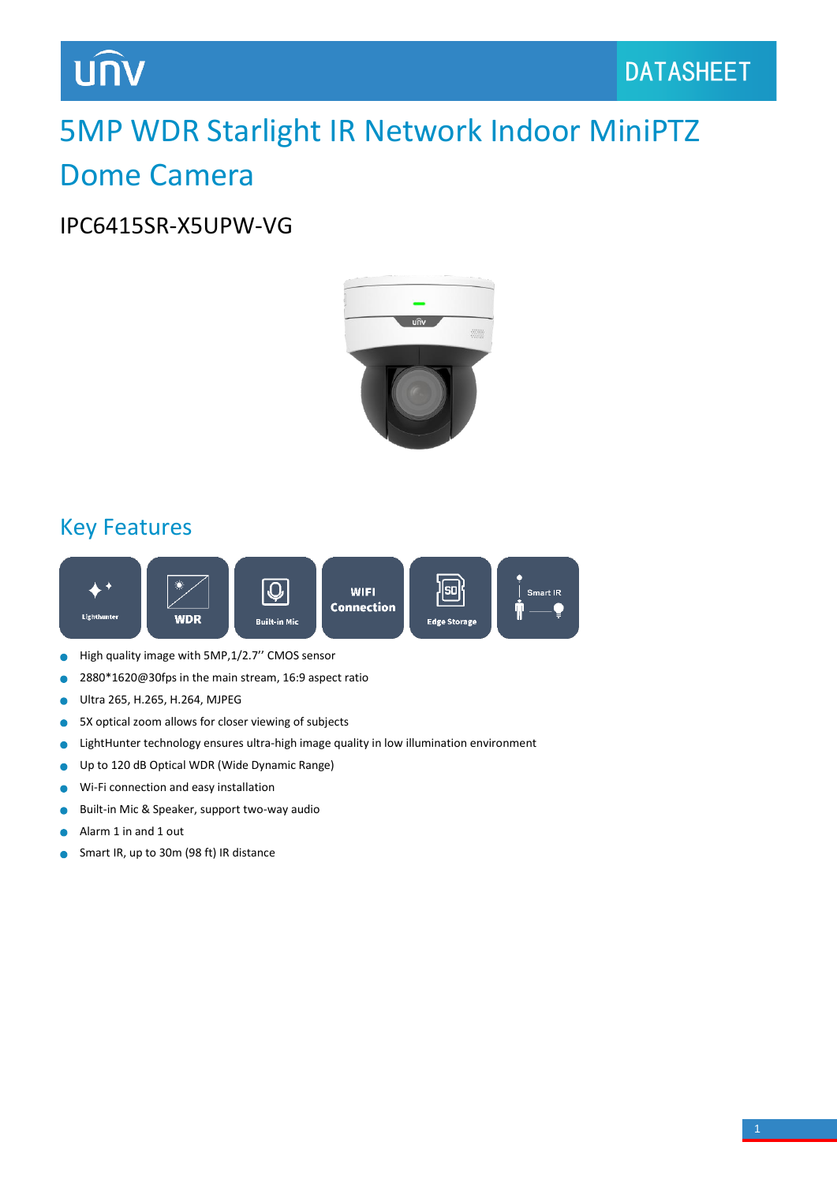DATASHEET

# 5MP WDR Starlight IR Network Indoor MiniPTZ Dome Camera

## IPC6415SR-X5UPW-VG

## Key Features

- High quality image with 5MP,1/2.7'' CMOS sensor
- 2880*1620@30fps in the main stream, 16:9 aspect ratio
- Ultra 265, H.265, H.264, MJPEG
- 5X optical zoom allows for closer viewing of subjects
- LightHunter technology ensures ultra-high image quality in low illumination environment
- Up to 120 dB Optical WDR (Wide Dynamic Range)
- Wi-Fi connection and easy installation
- Built-in Mic & Speaker, support two-way audio
- Alarm 1 in and 1 out
- Smart IR, up to 30m (98 ft) IR distance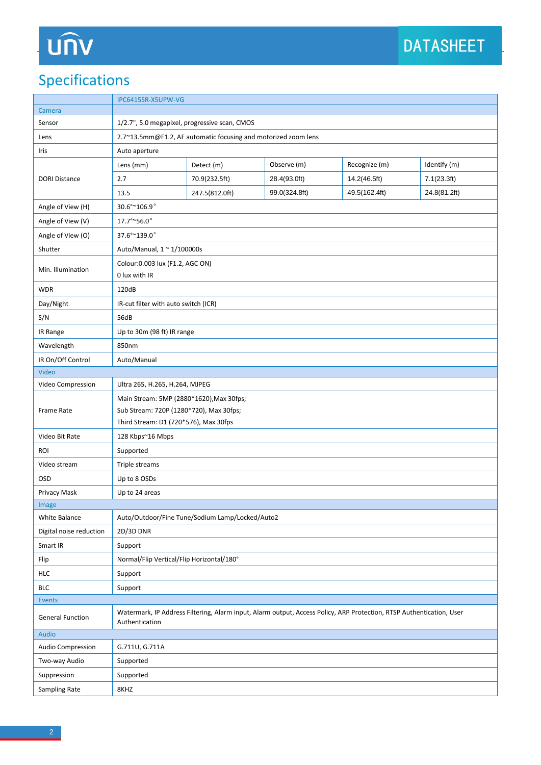# Specifications

| | IPC6415SR-X5UPW-VG | | | | |
|---|---|---|---|---|---|
| **Camera** | | | | | |
| Sensor | 1/2.7", 5.0 megapixel, progressive scan, CMOS | | | | |
| Lens | 2.7~13.5mm@F1.2, AF automatic focusing and motorized zoom lens | | | | |
| Iris | Auto aperture | | | | |
| DORI Distance | Lens (mm) | Detect (m) | Observe (m) | Recognize (m) | Identify (m) |
| | 2.7 | 70.9(232.5ft) | 28.4(93.0ft) | 14.2(46.5ft) | 7.1(23.3ft) |
| | 13.5 | 247.5(812.0ft) | 99.0(324.8ft) | 49.5(162.4ft) | 24.8(81.2ft) |
| Angle of View (H) | 30.6°~106.9° | | | | |
| Angle of View (V) | 17.7°~56.0° | | | | |
| Angle of View (O) | 37.6°~139.0° | | | | |
| Shutter | Auto/Manual, 1 ~ 1/100000s | | | | |
| Min. Illumination | Colour:0.003 lux (F1.2, AGC ON)<br>0 lux with IR | | | | |
| WDR | 120dB | | | | |
| Day/Night | IR-cut filter with auto switch (ICR) | | | | |
| S/N | 56dB | | | | |
| IR Range | Up to 30m (98 ft) IR range | | | | |
| Wavelength | 850nm | | | | |
| IR On/Off Control | Auto/Manual | | | | |
| **Video** | | | | | |
| Video Compression | Ultra 265, H.265, H.264, MJPEG | | | | |
| Frame Rate | Main Stream: 5MP (2880*1620),Max 30fps;<br>Sub Stream: 720P (1280*720), Max 30fps;<br>Third Stream: D1 (720*576), Max 30fps | | | | |
| Video Bit Rate | 128 Kbps~16 Mbps | | | | |
| ROI | Supported | | | | |
| Video stream | Triple streams | | | | |
| OSD | Up to 8 OSDs | | | | |
| Privacy Mask | Up to 24 areas | | | | |
| **Image** | | | | | |
| White Balance | Auto/Outdoor/Fine Tune/Sodium Lamp/Locked/Auto2 | | | | |
| Digital noise reduction | 2D/3D DNR | | | | |
| Smart IR | Support | | | | |
| Flip | Normal/Flip Vertical/Flip Horizontal/180° | | | | |
| HLC | Support | | | | |
| BLC | Support | | | | |
| **Events** | | | | | |
| General Function | Watermark, IP Address Filtering, Alarm input, Alarm output, Access Policy, ARP Protection, RTSP Authentication, User Authentication | | | | |
| **Audio** | | | | | |
| Audio Compression | G.711U, G.711A | | | | |
| Two-way Audio | Supported | | | | |
| Suppression | Supported | | | | |
| Sampling Rate | 8KHZ | | | | |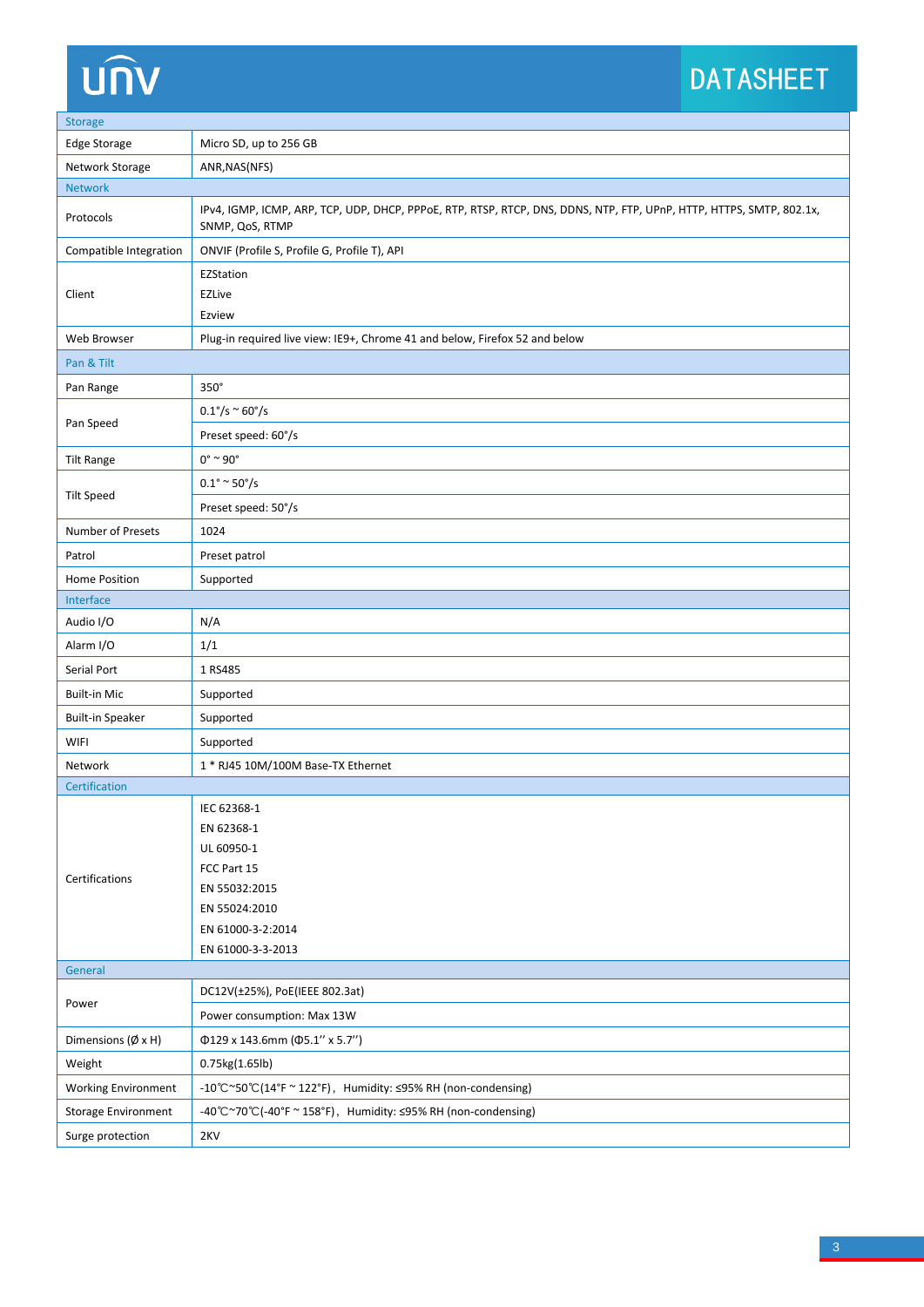| Storage | |
|---|---|
| Edge Storage | Micro SD, up to 256 GB |
| Network Storage | ANR,NAS(NFS) |
| **Network** | |
| Protocols | IPv4, IGMP, ICMP, ARP, TCP, UDP, DHCP, PPPoE, RTP, RTSP, RTCP, DNS, DDNS, NTP, FTP, UPnP, HTTP, HTTPS, SMTP, 802.1x, SNMP, QoS, RTMP |
| Compatible Integration | ONVIF (Profile S, Profile G, Profile T), API |
| Client | EZStation<br>EZLive<br>Ezview |
| Web Browser | Plug-in required live view: IE9+, Chrome 41 and below, Firefox 52 and below |
| **Pan & Tilt** | |
| Pan Range | 350° |
| Pan Speed | 0.1°/s ~ 60°/s |
| | Preset speed: 60°/s |
| Tilt Range | 0° ~ 90° |
| Tilt Speed | 0.1° ~ 50°/s |
| | Preset speed: 50°/s |
| Number of Presets | 1024 |
| Patrol | Preset patrol |
| Home Position | Supported |
| **Interface** | |
| Audio I/O | N/A |
| Alarm I/O | 1/1 |
| Serial Port | 1 RS485 |
| Built-in Mic | Supported |
| Built-in Speaker | Supported |
| WIFI | Supported |
| Network | 1 * RJ45 10M/100M Base-TX Ethernet |
| **Certification** | |
| Certifications | IEC 62368-1<br>EN 62368-1<br>UL 60950-1<br>FCC Part 15<br>EN 55032:2015<br>EN 55024:2010<br>EN 61000-3-2:2014<br>EN 61000-3-3-2013 |
| **General** | |
| Power | DC12V(±25%), PoE(IEEE 802.3at) |
| | Power consumption: Max 13W |
| Dimensions (Ø x H) | Φ129 x 143.6mm (Φ5.1'' x 5.7'') |
| Weight | 0.75kg(1.65lb) |
| Working Environment | -10℃~50℃(14°F ~ 122°F)， Humidity: ≤95% RH (non-condensing) |
| Storage Environment | -40℃~70℃(-40°F ~ 158°F)， Humidity: ≤95% RH (non-condensing) |
| Surge protection | 2KV |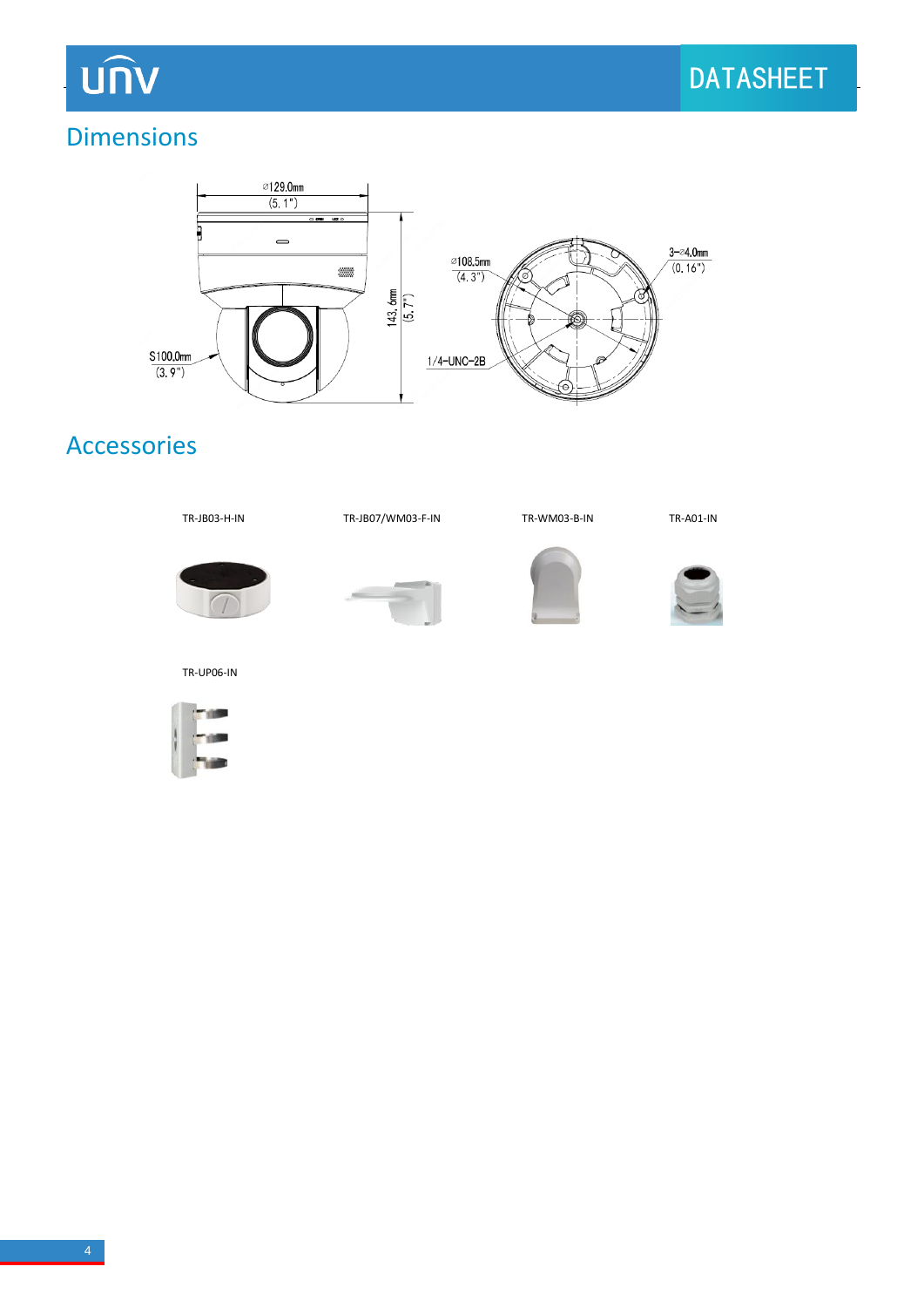## Dimensions

## Accessories

TR-JB03-H-IN

TR-JB07/WM03-F-IN

TR-WM03-B-IN

TR-A01-IN

TR-UP06-IN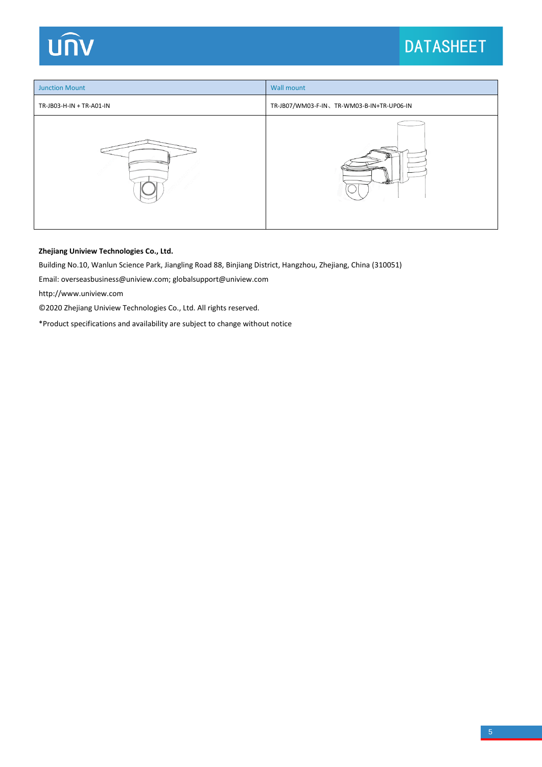| Junction Mount | Wall mount |
| --- | --- |
| TR-JB03-H-IN + TR-A01-IN | TR-JB07/WM03-F-IN、TR-WM03-B-IN+TR-UP06-IN |
| | |

**Zhejiang Uniview Technologies Co., Ltd.**

Building No.10, Wanlun Science Park, Jiangling Road 88, Binjiang District, Hangzhou, Zhejiang, China (310051)

Email: overseasbusiness@uniview.com; globalsupport@uniview.com

http://www.uniview.com

©2020 Zhejiang Uniview Technologies Co., Ltd. All rights reserved.

*Product specifications and availability are subject to change without notice